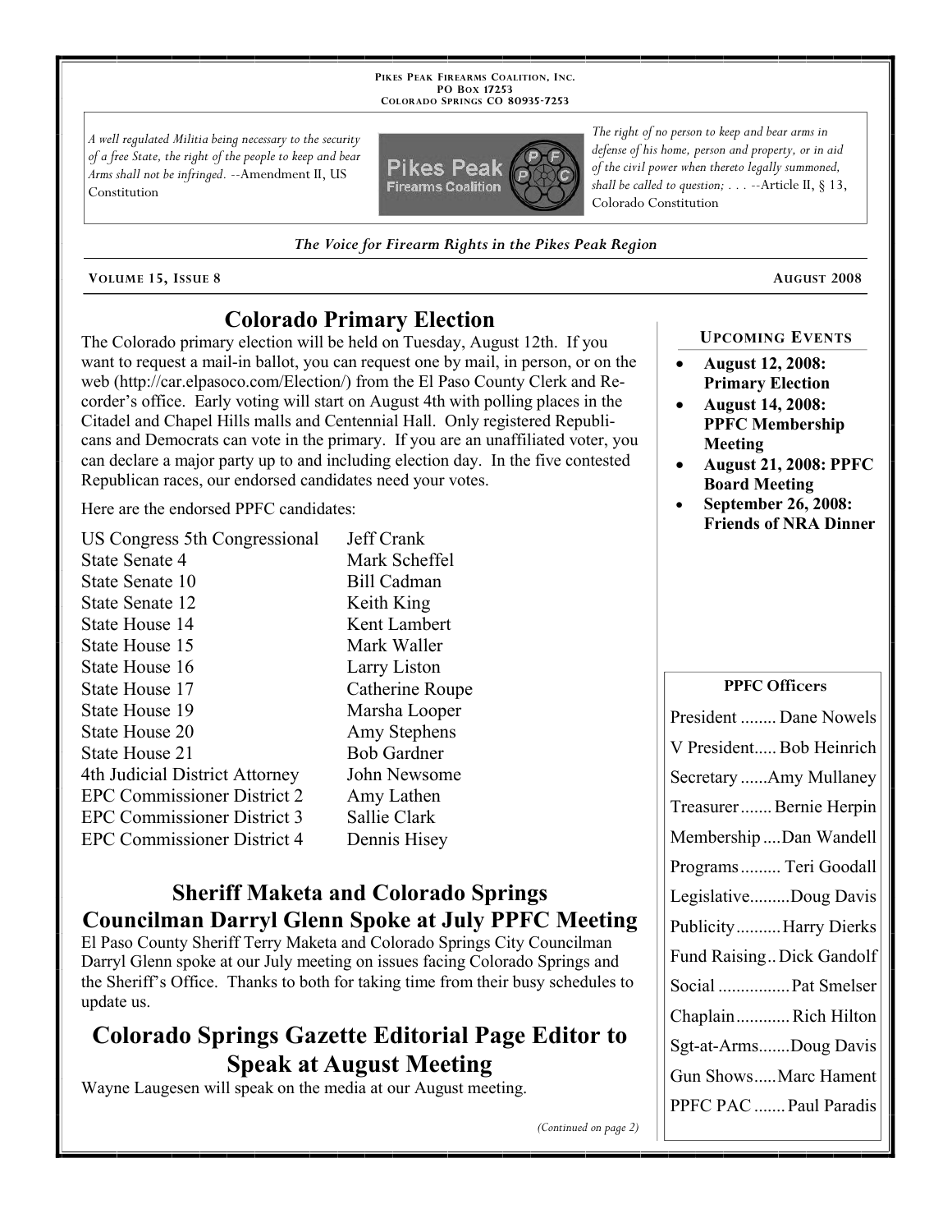**Pikes Peak Firearms Coalition, Inc.**
**PO Box 17253**
**Colorado Springs CO 80935-7253**

*A well regulated Militia being necessary to the security of a free State, the right of the people to keep and bear Arms shall not be infringed.* --Amendment II, US Constitution

*The right of no person to keep and bear arms in defense of his home, person and property, or in aid of the civil power when thereto legally summoned, shall be called to question; . . .* --Article II, § 13, Colorado Constitution

*The Voice for Firearm Rights in the Pikes Peak Region*

**Volume 15, Issue 8** — **August 2008**

## Colorado Primary Election

The Colorado primary election will be held on Tuesday, August 12th. If you want to request a mail-in ballot, you can request one by mail, in person, or on the web (http://car.elpasoco.com/Election/) from the El Paso County Clerk and Recorder's office. Early voting will start on August 4th with polling places in the Citadel and Chapel Hills malls and Centennial Hall. Only registered Republicans and Democrats can vote in the primary. If you are an unaffiliated voter, you can declare a major party up to and including election day. In the five contested Republican races, our endorsed candidates need your votes.

Here are the endorsed PPFC candidates:

| Office | Candidate |
|---|---|
| US Congress 5th Congressional | Jeff Crank |
| State Senate 4 | Mark Scheffel |
| State Senate 10 | Bill Cadman |
| State Senate 12 | Keith King |
| State House 14 | Kent Lambert |
| State House 15 | Mark Waller |
| State House 16 | Larry Liston |
| State House 17 | Catherine Roupe |
| State House 19 | Marsha Looper |
| State House 20 | Amy Stephens |
| State House 21 | Bob Gardner |
| 4th Judicial District Attorney | John Newsome |
| EPC Commissioner District 2 | Amy Lathen |
| EPC Commissioner District 3 | Sallie Clark |
| EPC Commissioner District 4 | Dennis Hisey |

## Sheriff Maketa and Colorado Springs Councilman Darryl Glenn Spoke at July PPFC Meeting

El Paso County Sheriff Terry Maketa and Colorado Springs City Councilman Darryl Glenn spoke at our July meeting on issues facing Colorado Springs and the Sheriff's Office. Thanks to both for taking time from their busy schedules to update us.

## Colorado Springs Gazette Editorial Page Editor to Speak at August Meeting

Wayne Laugesen will speak on the media at our August meeting.

*(Continued on page 2)*

### Upcoming Events

- **August 12, 2008: Primary Election**
- **August 14, 2008: PPFC Membership Meeting**
- **August 21, 2008: PPFC Board Meeting**
- **September 26, 2008: Friends of NRA Dinner**

### PPFC Officers

| Position | Name |
|---|---|
| President | Dane Nowels |
| V President | Bob Heinrich |
| Secretary | Amy Mullaney |
| Treasurer | Bernie Herpin |
| Membership | Dan Wandell |
| Programs | Teri Goodall |
| Legislative | Doug Davis |
| Publicity | Harry Dierks |
| Fund Raising | Dick Gandolf |
| Social | Pat Smelser |
| Chaplain | Rich Hilton |
| Sgt-at-Arms | Doug Davis |
| Gun Shows | Marc Hament |
| PPFC PAC | Paul Paradis |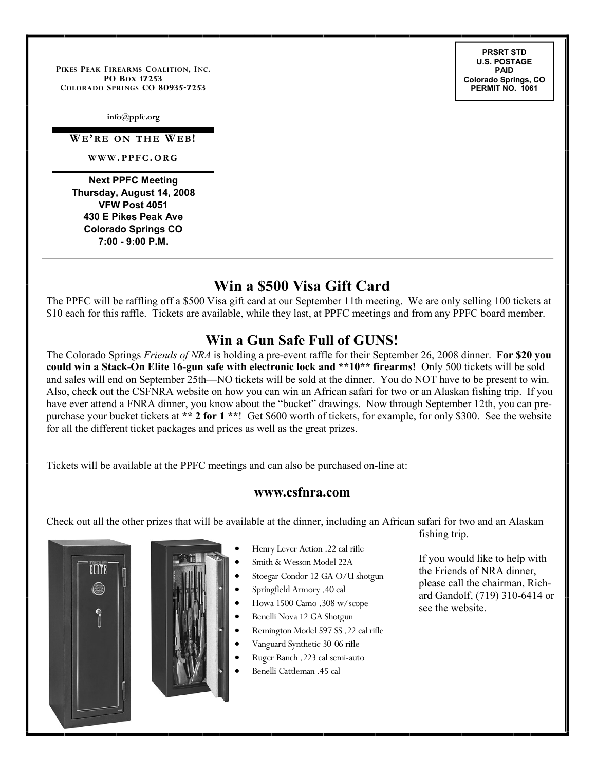PIKES PEAK FIREARMS COALITION, INC.
PO BOX 17253
COLORADO SPRINGS CO 80935-7253

info@ppfc.org

**WE'RE ON THE WEB!**

**WWW.PPFC.ORG**

**Next PPFC Meeting**
**Thursday, August 14, 2008**
**VFW Post 4051**
**430 E Pikes Peak Ave**
**Colorado Springs CO**
**7:00 - 9:00 P.M.**

PRSRT STD
U.S. POSTAGE
PAID
Colorado Springs, CO
PERMIT NO. 1061

## Win a $500 Visa Gift Card

The PPFC will be raffling off a $500 Visa gift card at our September 11th meeting. We are only selling 100 tickets at $10 each for this raffle. Tickets are available, while they last, at PPFC meetings and from any PPFC board member.

## Win a Gun Safe Full of GUNS!

The Colorado Springs *Friends of NRA* is holding a pre-event raffle for their September 26, 2008 dinner. **For $20 you could win a Stack-On Elite 16-gun safe with electronic lock and **10** firearms!** Only 500 tickets will be sold and sales will end on September 25th—NO tickets will be sold at the dinner. You do NOT have to be present to win. Also, check out the CSFNRA website on how you can win an African safari for two or an Alaskan fishing trip. If you have ever attend a FNRA dinner, you know about the "bucket" drawings. Now through September 12th, you can pre-purchase your bucket tickets at **** 2 for 1 ****! Get $600 worth of tickets, for example, for only $300. See the website for all the different ticket packages and prices as well as the great prizes.

Tickets will be available at the PPFC meetings and can also be purchased on-line at:

### www.csfnra.com

Check out all the other prizes that will be available at the dinner, including an African safari for two and an Alaskan fishing trip.

- Henry Lever Action .22 cal rifle
- Smith & Wesson Model 22A
- Stoegar Condor 12 GA O/U shotgun
- Springfield Armory .40 cal
- Howa 1500 Camo .308 w/scope
- Benelli Nova 12 GA Shotgun
- Remington Model 597 SS .22 cal rifle
- Vanguard Synthetic 30-06 rifle
- Ruger Ranch .223 cal semi-auto
- Benelli Cattleman .45 cal

If you would like to help with the Friends of NRA dinner, please call the chairman, Richard Gandolf, (719) 310-6414 or see the website.